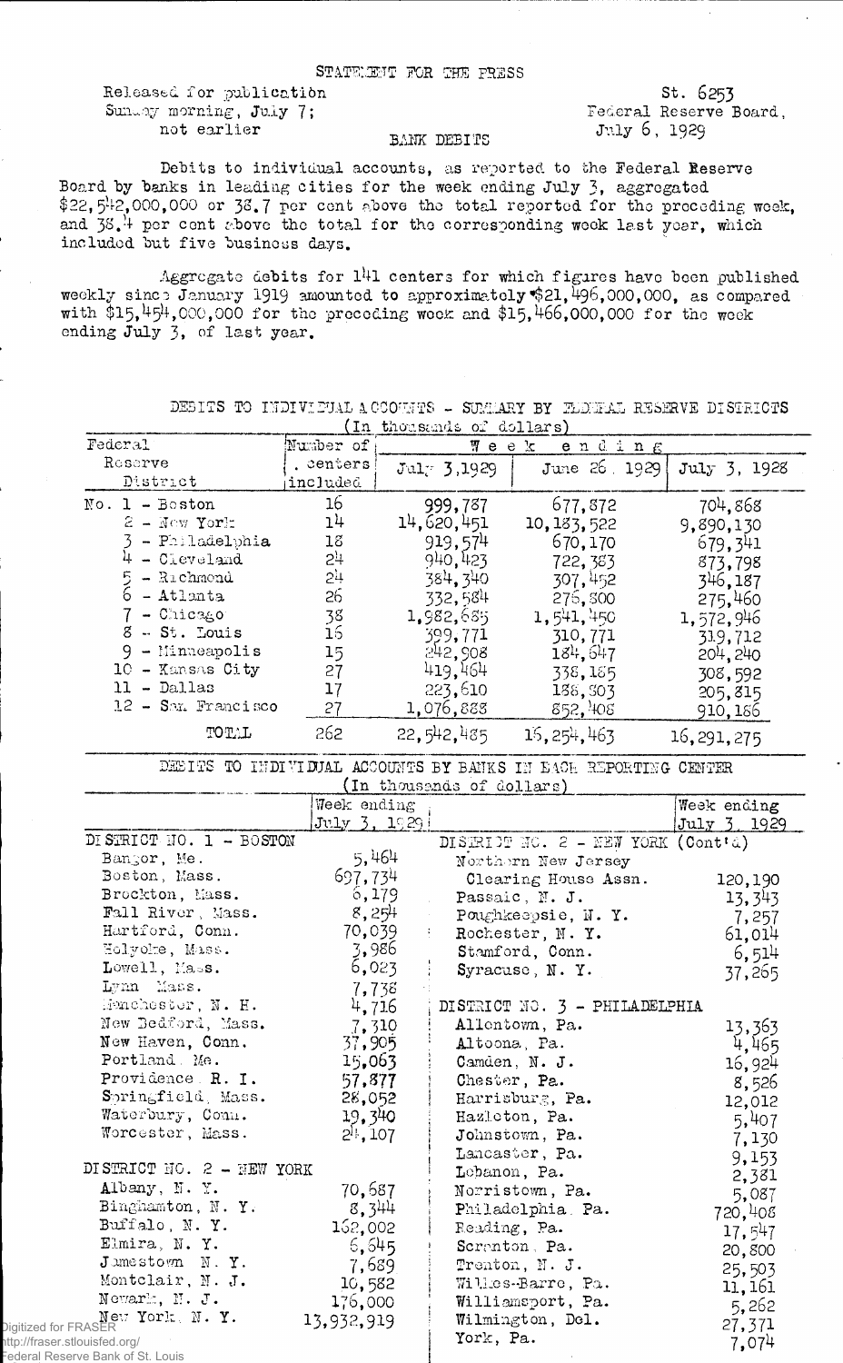STATEMENT FOR THE PRESS

Released for publication Sunday morning, July 7; not earlier

St. 6253
Federal Reserve Board,
July 6, 1929

BANK DEBITS

Debits to individual accounts, as reported to the Federal Reserve Board by banks in leading cities for the week ending July 3, aggregated $22,542,000,000 or 38.7 per cent above the total reported for the preceding week, and 38.4 per cent above the total for the corresponding week last year, which included but five business days.

Aggregate debits for 141 centers for which figures have been published weekly since January 1919 amounted to approximately $21,496,000,000, as compared with $15,454,000,000 for the preceding week and $15,466,000,000 for the week ending July 3, of last year.

DEBITS TO INDIVIDUAL ACCOUNTS - SUMMARY BY FEDERAL RESERVE DISTRICTS
(In thousands of dollars)

| Federal Reserve District | Number of centers included | Week ending July 3, 1929 | June 26, 1929 | July 3, 1928 |
|---|---|---|---|---|
| No. 1 - Boston | 16 | 999,787 | 677,872 | 704,868 |
| 2 - New York | 14 | 14,620,451 | 10,183,522 | 9,890,130 |
| 3 - Philadelphia | 18 | 919,574 | 670,170 | 679,341 |
| 4 - Cleveland | 24 | 940,423 | 722,383 | 873,798 |
| 5 - Richmond | 24 | 384,340 | 307,452 | 346,187 |
| 6 - Atlanta | 26 | 332,584 | 275,800 | 275,460 |
| 7 - Chicago | 38 | 1,982,685 | 1,541,450 | 1,572,946 |
| 8 - St. Louis | 16 | 399,771 | 310,771 | 319,712 |
| 9 - Minneapolis | 15 | 242,908 | 184,647 | 204,240 |
| 10 - Kansas City | 27 | 419,464 | 338,185 | 308,592 |
| 11 - Dallas | 17 | 223,610 | 188,803 | 205,815 |
| 12 - San Francisco | 27 | 1,076,888 | 852,408 | 910,186 |
| TOTAL | 262 | 22,542,485 | 16,254,463 | 16,291,275 |

DEBITS TO INDIVIDUAL ACCOUNTS BY BANKS IN EACH REPORTING CENTER
(In thousands of dollars)

| | Week ending July 3, 1929 |
|---|---|
| **DISTRICT NO. 1 - BOSTON** | |
| Bangor, Me. | 5,464 |
| Boston, Mass. | 697,734 |
| Brockton, Mass. | 6,179 |
| Fall River, Mass. | 8,254 |
| Hartford, Conn. | 70,039 |
| Holyoke, Mass. | 3,986 |
| Lowell, Mass. | 6,023 |
| Lynn, Mass. | 7,738 |
| Manchester, N. H. | 4,716 |
| New Bedford, Mass. | 7,310 |
| New Haven, Conn. | 37,905 |
| Portland, Me. | 15,063 |
| Providence, R. I. | 57,877 |
| Springfield, Mass. | 28,052 |
| Waterbury, Conn. | 19,340 |
| Worcester, Mass. | 24,107 |
| **DISTRICT NO. 2 - NEW YORK** | |
| Albany, N. Y. | 70,687 |
| Binghamton, N. Y. | 8,344 |
| Buffalo, N. Y. | 162,002 |
| Elmira, N. Y. | 6,645 |
| Jamestown, N. Y. | 7,689 |
| Montclair, N. J. | 10,582 |
| Newark, N. J. | 176,000 |
| New York, N. Y. | 13,932,919 |
| **DISTRICT NO. 2 - NEW YORK (Cont'd)** | |
| Northern New Jersey Clearing House Assn. | 120,190 |
| Passaic, N. J. | 13,343 |
| Poughkeepsie, N. Y. | 7,257 |
| Rochester, N. Y. | 61,014 |
| Stamford, Conn. | 6,514 |
| Syracuse, N. Y. | 37,265 |
| **DISTRICT NO. 3 - PHILADELPHIA** | |
| Allentown, Pa. | 13,363 |
| Altoona, Pa. | 4,465 |
| Camden, N. J. | 16,924 |
| Chester, Pa. | 8,526 |
| Harrisburg, Pa. | 12,012 |
| Hazleton, Pa. | 5,407 |
| Johnstown, Pa. | 7,130 |
| Lancaster, Pa. | 9,153 |
| Lebanon, Pa. | 2,381 |
| Norristown, Pa. | 5,087 |
| Philadelphia, Pa. | 720,408 |
| Reading, Pa. | 17,547 |
| Scranton, Pa. | 20,800 |
| Trenton, N. J. | 25,503 |
| Wilkes-Barre, Pa. | 11,161 |
| Williamsport, Pa. | 5,262 |
| Wilmington, Del. | 27,371 |
| York, Pa. | 7,074 |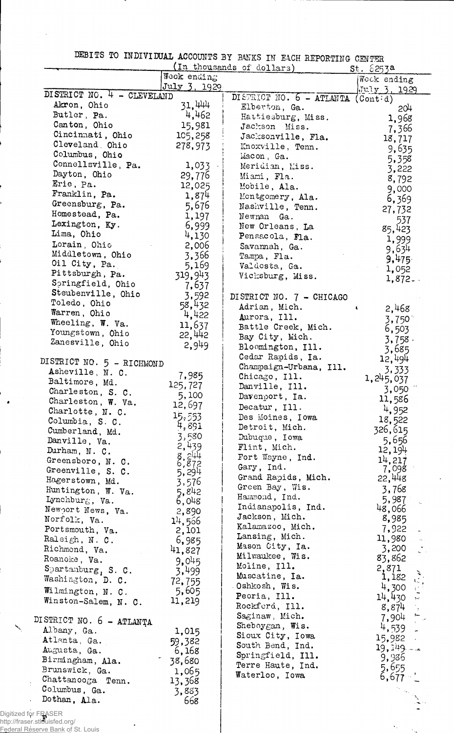DEBITS TO INDIVIDUAL ACCOUNTS BY BANKS IN EACH REPORTING CENTER

(In thousands of dollars)

St. 6253a

| | Week ending July 3, 1929 |
|---|---|
| **DISTRICT NO. 4 - CLEVELAND** | |
| Akron, Ohio | 31,444 |
| Butler, Pa. | 4,462 |
| Canton, Ohio | 15,981 |
| Cincinnati, Ohio | 105,258 |
| Cleveland, Ohio | 278,973 |
| Columbus, Ohio | |
| Connellsville, Pa. | 1,033 |
| Dayton, Ohio | 29,776 |
| Erie, Pa. | 12,025 |
| Franklin, Pa. | 1,874 |
| Greensburg, Pa. | 5,676 |
| Homestead, Pa. | 1,197 |
| Lexington, Ky. | 6,999 |
| Lima, Ohio | 4,130 |
| Lorain, Ohio | 2,006 |
| Middletown, Ohio | 3,366 |
| Oil City, Pa. | 5,169 |
| Pittsburgh, Pa. | 319,943 |
| Springfield, Ohio | 7,637 |
| Steubenville, Ohio | 3,592 |
| Toledo, Ohio | 58,432 |
| Warren, Ohio | 4,422 |
| Wheeling, W. Va. | 11,637 |
| Youngstown, Ohio | 22,442 |
| Zanesville, Ohio | 2,949 |
| **DISTRICT NO. 5 - RICHMOND** | |
| Asheville, N. C. | 7,985 |
| Baltimore, Md. | 125,727 |
| Charleston, S. C. | 5,100 |
| Charleston, W. Va. | 12,697 |
| Charlotte, N. C. | 15,553 |
| Columbia, S. C. | 4,891 |
| Cumberland, Md. | 3,580 |
| Danville, Va. | 2,439 |
| Durham, N. C. | 8,244 |
| Greensboro, N. C. | 6,872 |
| Greenville, S. C. | 5,294 |
| Hagerstown, Md. | 3,576 |
| Huntington, W. Va. | 5,842 |
| Lynchburg, Va. | 6,048 |
| Newport News, Va. | 2,890 |
| Norfolk, Va. | 14,566 |
| Portsmouth, Va. | 2,101 |
| Raleigh, N. C. | 6,985 |
| Richmond, Va. | 41,827 |
| Roanoke, Va. | 9,045 |
| Spartanburg, S. C. | 3,499 |
| Washington, D. C. | 72,755 |
| Wilmington, N. C. | 5,605 |
| Winston-Salem, N. C. | 11,219 |
| **DISTRICT NO. 6 - ATLANTA** | |
| Albany, Ga. | 1,015 |
| Atlanta, Ga. | 59,382 |
| Augusta, Ga. | 6,168 |
| Birmingham, Ala. | 38,680 |
| Brunswick, Ga. | 1,065 |
| Chattanooga, Tenn. | 13,368 |
| Columbus, Ga. | 3,883 |
| Dothan, Ala. | 668 |
| Elberton, Ga. | 204 |
| Hattiesburg, Miss. | 1,968 |
| Jackson, Miss. | 7,366 |
| Jacksonville, Fla. | 18,717 |
| Knoxville, Tenn. | 9,635 |
| Macon, Ga. | 5,358 |
| Meridian, Miss. | 3,222 |
| Miami, Fla. | 8,792 |
| Mobile, Ala. | 9,000 |
| Montgomery, Ala. | 6,369 |
| Nashville, Tenn. | 27,732 |
| Newnan, Ga. | 537 |
| New Orleans, La. | 85,423 |
| Pensacola, Fla. | 1,999 |
| Savannah, Ga. | 9,634 |
| Tampa, Fla. | 9,475 |
| Valdosta, Ga. | 1,052 |
| Vicksburg, Miss. | 1,872 |
| **DISTRICT NO. 7 - CHICAGO** | |
| Adrian, Mich. | 2,468 |
| Aurora, Ill. | 3,750 |
| Battle Creek, Mich. | 6,503 |
| Bay City, Mich. | 3,758 |
| Bloomington, Ill. | 3,685 |
| Cedar Rapids, Ia. | 12,494 |
| Champaign-Urbana, Ill. | 3,333 |
| Chicago, Ill. | 1,245,037 |
| Danville, Ill. | 3,050 |
| Davenport, Ia. | 11,586 |
| Decatur, Ill. | 4,952 |
| Des Moines, Iowa | 18,522 |
| Detroit, Mich. | 326,615 |
| Dubuque, Iowa | 5,656 |
| Flint, Mich. | 12,194 |
| Fort Wayne, Ind. | 14,217 |
| Gary, Ind. | 7,098 |
| Grand Rapids, Mich. | 22,448 |
| Green Bay, Wis. | 3,768 |
| Hammond, Ind. | 5,987 |
| Indianapolis, Ind. | 48,066 |
| Jackson, Mich. | 8,985 |
| Kalamazoo, Mich. | 7,922 |
| Lansing, Mich. | 11,980 |
| Mason City, Ia. | 3,200 |
| Milwaukee, Wis. | 83,862 |
| Moline, Ill. | 2,871 |
| Muscatine, Ia. | 1,182 |
| Oshkosh, Wis. | 4,300 |
| Peoria, Ill. | 14,430 |
| Rockford, Ill. | 8,874 |
| Saginaw, Mich. | 7,904 |
| Sheboygan, Wis. | 4,539 |
| Sioux City, Iowa | 15,982 |
| South Bend, Ind. | 19,149 |
| Springfield, Ill. | 9,986 |
| Terre Haute, Ind. | 5,655 |
| Waterloo, Iowa | 6,677 |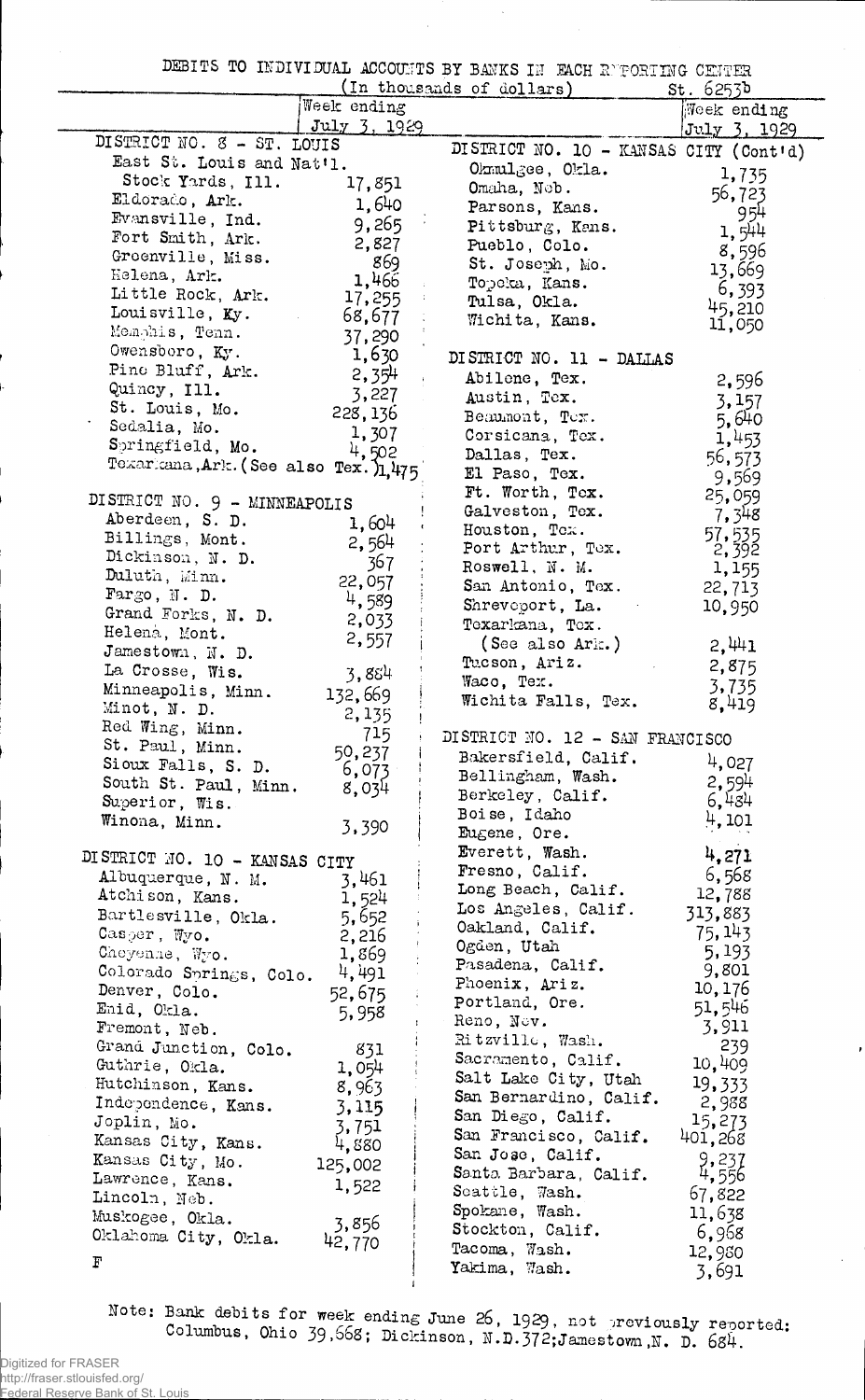DEBITS TO INDIVIDUAL ACCOUNTS BY BANKS IN EACH REPORTING CENTER

(In thousands of dollars) St. 6253b

| | Week ending July 3, 1929 |
|---|---|
| **DISTRICT NO. 8 - ST. LOUIS** | |
| East St. Louis and Nat'l. Stock Yards, Ill. | 17,851 |
| Eldorado, Ark. | 1,640 |
| Evansville, Ind. | 9,265 |
| Fort Smith, Ark. | 2,827 |
| Greenville, Miss. | 869 |
| Helena, Ark. | 1,466 |
| Little Rock, Ark. | 17,255 |
| Louisville, Ky. | 68,677 |
| Memphis, Tenn. | 37,290 |
| Owensboro, Ky. | 1,630 |
| Pine Bluff, Ark. | 2,354 |
| Quincy, Ill. | 3,227 |
| St. Louis, Mo. | 228,136 |
| Sedalia, Mo. | 1,307 |
| Springfield, Mo. | 4,502 |
| Texarkana, Ark. (See also Tex.) | 1,475 |
| **DISTRICT NO. 9 - MINNEAPOLIS** | |
| Aberdeen, S. D. | 1,604 |
| Billings, Mont. | 2,564 |
| Dickinson, N. D. | 367 |
| Duluth, Minn. | 22,057 |
| Fargo, N. D. | 4,589 |
| Grand Forks, N. D. | 2,033 |
| Helena, Mont. | 2,557 |
| Jamestown, N. D. | |
| La Crosse, Wis. | 3,884 |
| Minneapolis, Minn. | 132,669 |
| Minot, N. D. | 2,135 |
| Red Wing, Minn. | 715 |
| St. Paul, Minn. | 50,237 |
| Sioux Falls, S. D. | 6,073 |
| South St. Paul, Minn. | 8,034 |
| Superior, Wis. | |
| Winona, Minn. | 3,390 |
| **DISTRICT NO. 10 - KANSAS CITY** | |
| Albuquerque, N. M. | 3,461 |
| Atchison, Kans. | 1,524 |
| Bartlesville, Okla. | 5,652 |
| Casper, Wyo. | 2,216 |
| Cheyenne, Wyo. | 1,869 |
| Colorado Springs, Colo. | 4,491 |
| Denver, Colo. | 52,675 |
| Enid, Okla. | 5,958 |
| Fremont, Neb. | |
| Grand Junction, Colo. | 831 |
| Guthrie, Okla. | 1,054 |
| Hutchinson, Kans. | 8,963 |
| Independence, Kans. | 3,115 |
| Joplin, Mo. | 3,751 |
| Kansas City, Kans. | 4,880 |
| Kansas City, Mo. | 125,002 |
| Lawrence, Kans. | 1,522 |
| Lincoln, Neb. | |
| Muskogee, Okla. | 3,856 |
| Oklahoma City, Okla. | 42,770 |

F

| | Week ending July 3, 1929 |
|---|---|
| **DISTRICT NO. 10 - KANSAS CITY (Cont'd)** | |
| Okmulgee, Okla. | 1,735 |
| Omaha, Neb. | 56,723 |
| Parsons, Kans. | 954 |
| Pittsburg, Kans. | 1,544 |
| Pueblo, Colo. | 8,596 |
| St. Joseph, Mo. | 13,669 |
| Topeka, Kans. | 6,393 |
| Tulsa, Okla. | 45,210 |
| Wichita, Kans. | 11,050 |
| **DISTRICT NO. 11 - DALLAS** | |
| Abilene, Tex. | 2,596 |
| Austin, Tex. | 3,157 |
| Beaumont, Tex. | 5,640 |
| Corsicana, Tex. | 1,453 |
| Dallas, Tex. | 56,573 |
| El Paso, Tex. | 9,569 |
| Ft. Worth, Tex. | 25,059 |
| Galveston, Tex. | 7,348 |
| Houston, Tex. | 57,535 |
| Port Arthur, Tex. | 2,392 |
| Roswell, N. M. | 1,155 |
| San Antonio, Tex. | 22,713 |
| Shreveport, La. | 10,950 |
| Texarkana, Tex. (See also Ark.) | 2,441 |
| Tucson, Ariz. | 2,875 |
| Waco, Tex. | 3,735 |
| Wichita Falls, Tex. | 8,419 |
| **DISTRICT NO. 12 - SAN FRANCISCO** | |
| Bakersfield, Calif. | 4,027 |
| Bellingham, Wash. | 2,594 |
| Berkeley, Calif. | 6,484 |
| Boise, Idaho | 4,101 |
| Eugene, Ore. | |
| Everett, Wash. | 4,271 |
| Fresno, Calif. | 6,568 |
| Long Beach, Calif. | 12,788 |
| Los Angeles, Calif. | 313,883 |
| Oakland, Calif. | 75,143 |
| Ogden, Utah | 5,193 |
| Pasadena, Calif. | 9,801 |
| Phoenix, Ariz. | 10,176 |
| Portland, Ore. | 51,546 |
| Reno, Nev. | 3,911 |
| Ritzville, Wash. | 239 |
| Sacramento, Calif. | 10,409 |
| Salt Lake City, Utah | 19,333 |
| San Bernardino, Calif. | 2,988 |
| San Diego, Calif. | 15,273 |
| San Francisco, Calif. | 401,268 |
| San Jose, Calif. | 9,237 |
| Santa Barbara, Calif. | 4,556 |
| Seattle, Wash. | 67,822 |
| Spokane, Wash. | 11,638 |
| Stockton, Calif. | 6,968 |
| Tacoma, Wash. | 12,980 |
| Yakima, Wash. | 3,691 |

Note: Bank debits for week ending June 26, 1929, not previously reported: Columbus, Ohio 39,668; Dickinson, N.D. 372; Jamestown, N. D. 684.